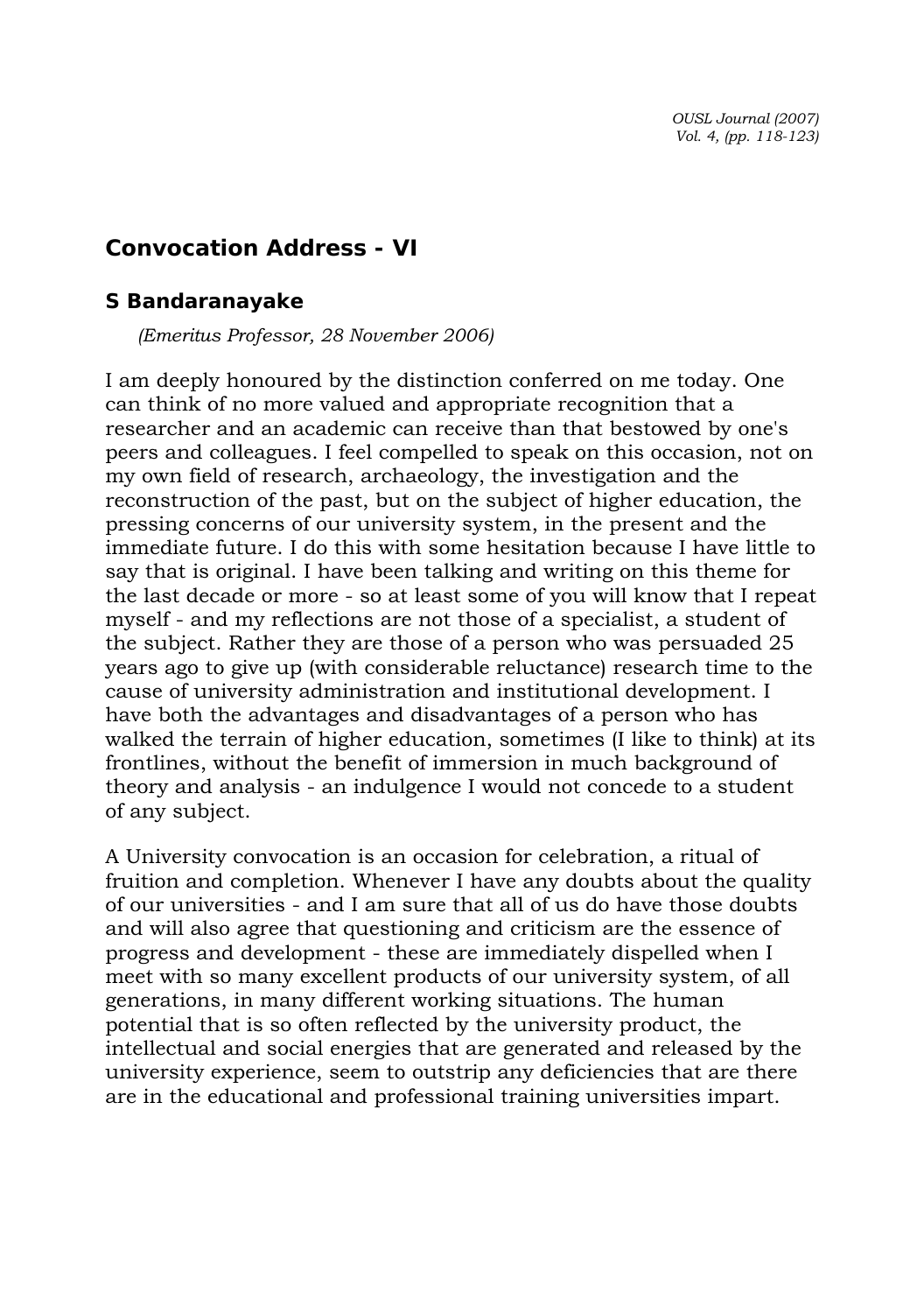## Convocation Address - VI

### S Bandaranayake

*(Emeritus Professor, 28 November 2006)*

I am deeply honoured by the distinction conferred on me today. One can think of no more valued and appropriate recognition that a researcher and an academic can receive than that bestowed by one's peers and colleagues. I feel compelled to speak on this occasion, not on my own field of research, archaeology, the investigation and the reconstruction of the past, but on the subject of higher education, the pressing concerns of our university system, in the present and the immediate future. I do this with some hesitation because I have little to say that is original. I have been talking and writing on this theme for the last decade or more - so at least some of you will know that I repeat myself - and my reflections are not those of a specialist, a student of the subject. Rather they are those of a person who was persuaded 25 years ago to give up (with considerable reluctance) research time to the cause of university administration and institutional development. I have both the advantages and disadvantages of a person who has walked the terrain of higher education, sometimes (I like to think) at its frontlines, without the benefit of immersion in much background of theory and analysis - an indulgence I would not concede to a student of any subject.

A University convocation is an occasion for celebration, a ritual of fruition and completion. Whenever I have any doubts about the quality of our universities - and I am sure that all of us do have those doubts and will also agree that questioning and criticism are the essence of progress and development - these are immediately dispelled when I meet with so many excellent products of our university system, of all generations, in many different working situations. The human potential that is so often reflected by the university product, the intellectual and social energies that are generated and released by the university experience, seem to outstrip any deficiencies that are there are in the educational and professional training universities impart.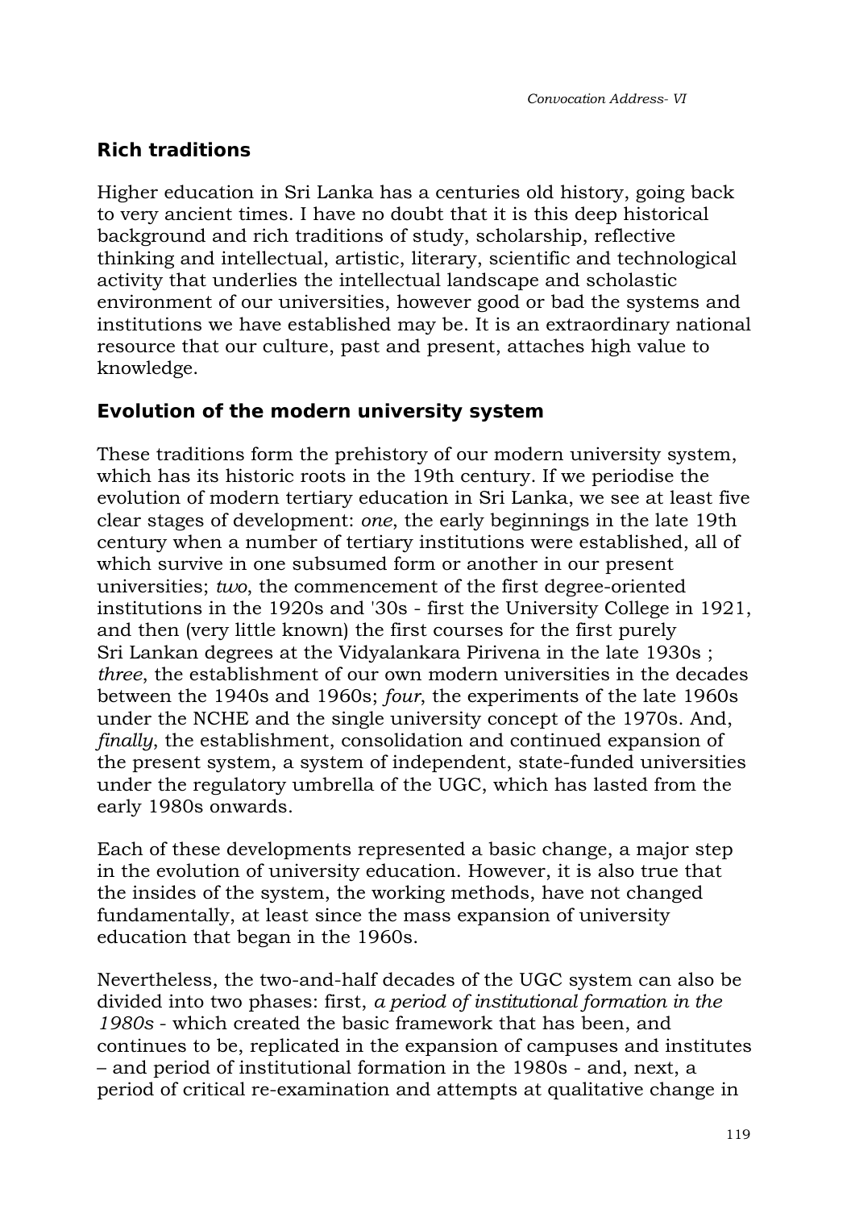## Rich traditions

Higher education in Sri Lanka has a centuries old history, going back to very ancient times. I have no doubt that it is this deep historical background and rich traditions of study, scholarship, reflective thinking and intellectual, artistic, literary, scientific and technological activity that underlies the intellectual landscape and scholastic environment of our universities, however good or bad the systems and institutions we have established may be. It is an extraordinary national resource that our culture, past and present, attaches high value to knowledge.

## Evolution of the modern university system

These traditions form the prehistory of our modern university system, which has its historic roots in the 19th century. If we periodise the evolution of modern tertiary education in Sri Lanka, we see at least five clear stages of development: *one*, the early beginnings in the late 19th century when a number of tertiary institutions were established, all of which survive in one subsumed form or another in our present universities; *two*, the commencement of the first degree-oriented institutions in the 1920s and '30s - first the University College in 1921, and then (very little known) the first courses for the first purely Sri Lankan degrees at the Vidyalankara Pirivena in the late 1930s ; *three*, the establishment of our own modern universities in the decades between the 1940s and 1960s; *four*, the experiments of the late 1960s under the NCHE and the single university concept of the 1970s. And, *finally*, the establishment, consolidation and continued expansion of the present system, a system of independent, state-funded universities under the regulatory umbrella of the UGC, which has lasted from the early 1980s onwards.

Each of these developments represented a basic change, a major step in the evolution of university education. However, it is also true that the insides of the system, the working methods, have not changed fundamentally, at least since the mass expansion of university education that began in the 1960s.

Nevertheless, the two-and-half decades of the UGC system can also be divided into two phases: first, *a period of institutional formation in the 1980s* - which created the basic framework that has been, and continues to be, replicated in the expansion of campuses and institutes – and period of institutional formation in the 1980s - and, next, a period of critical re-examination and attempts at qualitative change in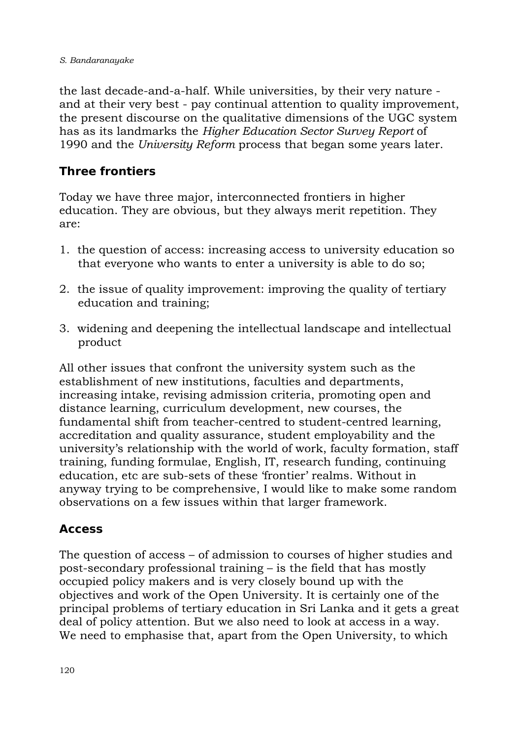the last decade-and-a-half. While universities, by their very nature - and at their very best - pay continual attention to quality improvement, the present discourse on the qualitative dimensions of the UGC system has as its landmarks the *Higher Education Sector Survey Report* of 1990 and the *University Reform* process that began some years later.

## Three frontiers

Today we have three major, interconnected frontiers in higher education. They are obvious, but they always merit repetition. They are:

1. the question of access: increasing access to university education so that everyone who wants to enter a university is able to do so;

2. the issue of quality improvement: improving the quality of tertiary education and training;

3. widening and deepening the intellectual landscape and intellectual product

All other issues that confront the university system such as the establishment of new institutions, faculties and departments, increasing intake, revising admission criteria, promoting open and distance learning, curriculum development, new courses, the fundamental shift from teacher-centred to student-centred learning, accreditation and quality assurance, student employability and the university's relationship with the world of work, faculty formation, staff training, funding formulae, English, IT, research funding, continuing education, etc are sub-sets of these 'frontier' realms. Without in anyway trying to be comprehensive, I would like to make some random observations on a few issues within that larger framework.

## Access

The question of access – of admission to courses of higher studies and post-secondary professional training – is the field that has mostly occupied policy makers and is very closely bound up with the objectives and work of the Open University. It is certainly one of the principal problems of tertiary education in Sri Lanka and it gets a great deal of policy attention. But we also need to look at access in a way. We need to emphasise that, apart from the Open University, to which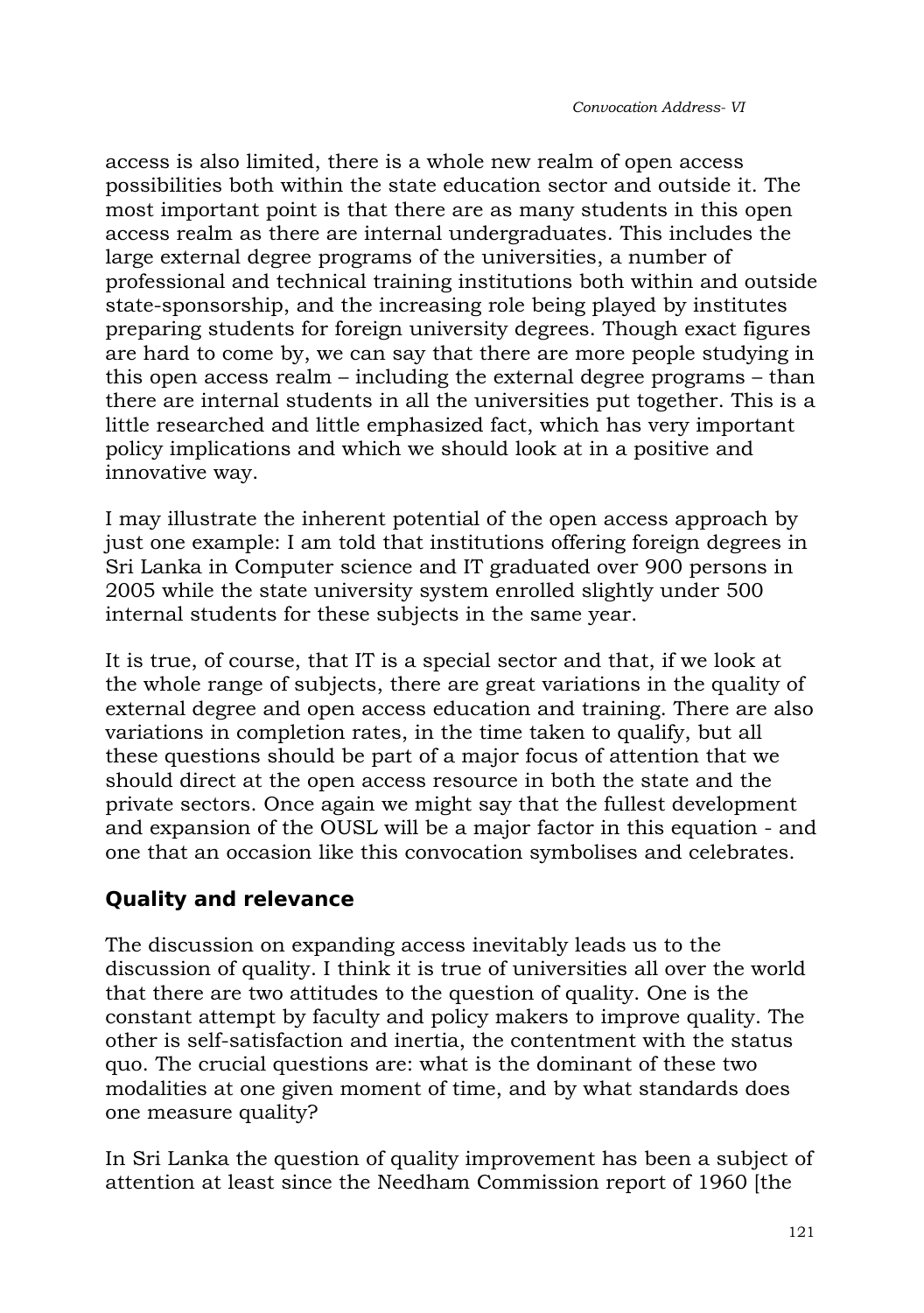access is also limited, there is a whole new realm of open access possibilities both within the state education sector and outside it. The most important point is that there are as many students in this open access realm as there are internal undergraduates. This includes the large external degree programs of the universities, a number of professional and technical training institutions both within and outside state-sponsorship, and the increasing role being played by institutes preparing students for foreign university degrees. Though exact figures are hard to come by, we can say that there are more people studying in this open access realm – including the external degree programs – than there are internal students in all the universities put together. This is a little researched and little emphasized fact, which has very important policy implications and which we should look at in a positive and innovative way.

I may illustrate the inherent potential of the open access approach by just one example: I am told that institutions offering foreign degrees in Sri Lanka in Computer science and IT graduated over 900 persons in 2005 while the state university system enrolled slightly under 500 internal students for these subjects in the same year.

It is true, of course, that IT is a special sector and that, if we look at the whole range of subjects, there are great variations in the quality of external degree and open access education and training. There are also variations in completion rates, in the time taken to qualify, but all these questions should be part of a major focus of attention that we should direct at the open access resource in both the state and the private sectors. Once again we might say that the fullest development and expansion of the OUSL will be a major factor in this equation - and one that an occasion like this convocation symbolises and celebrates.

## Quality and relevance

The discussion on expanding access inevitably leads us to the discussion of quality. I think it is true of universities all over the world that there are two attitudes to the question of quality. One is the constant attempt by faculty and policy makers to improve quality. The other is self-satisfaction and inertia, the contentment with the status quo. The crucial questions are: what is the dominant of these two modalities at one given moment of time, and by what standards does one measure quality?

In Sri Lanka the question of quality improvement has been a subject of attention at least since the Needham Commission report of 1960 [the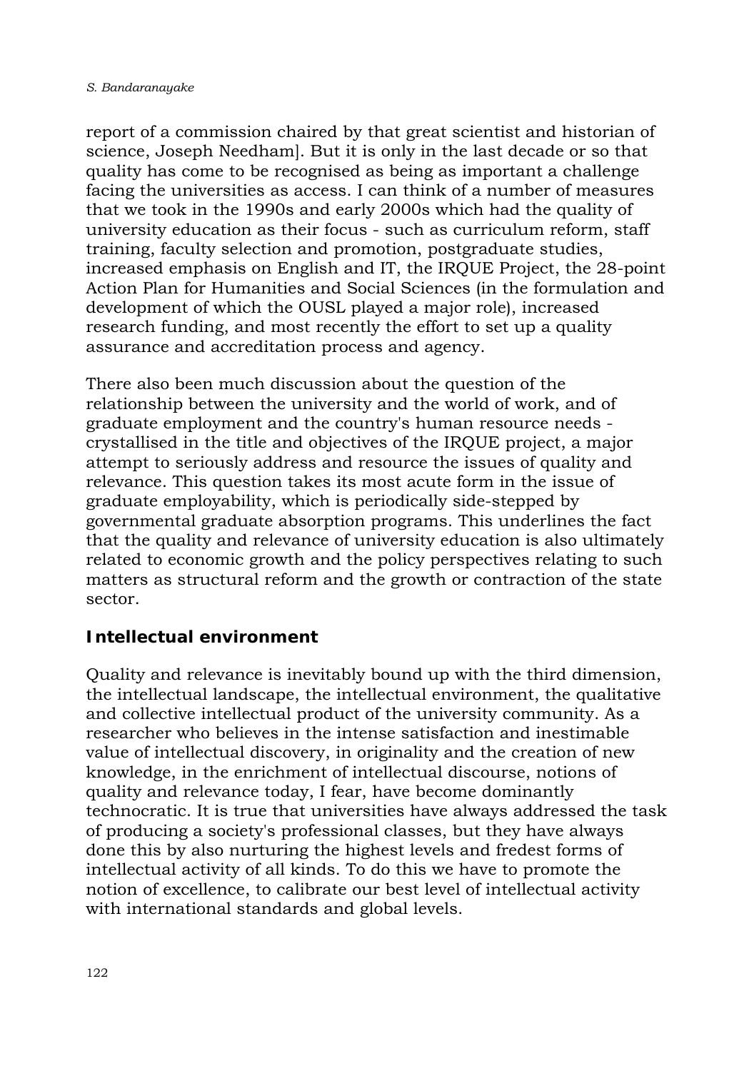report of a commission chaired by that great scientist and historian of science, Joseph Needham]. But it is only in the last decade or so that quality has come to be recognised as being as important a challenge facing the universities as access. I can think of a number of measures that we took in the 1990s and early 2000s which had the quality of university education as their focus - such as curriculum reform, staff training, faculty selection and promotion, postgraduate studies, increased emphasis on English and IT, the IRQUE Project, the 28-point Action Plan for Humanities and Social Sciences (in the formulation and development of which the OUSL played a major role), increased research funding, and most recently the effort to set up a quality assurance and accreditation process and agency.

There also been much discussion about the question of the relationship between the university and the world of work, and of graduate employment and the country's human resource needs - crystallised in the title and objectives of the IRQUE project, a major attempt to seriously address and resource the issues of quality and relevance. This question takes its most acute form in the issue of graduate employability, which is periodically side-stepped by governmental graduate absorption programs. This underlines the fact that the quality and relevance of university education is also ultimately related to economic growth and the policy perspectives relating to such matters as structural reform and the growth or contraction of the state sector.

## Intellectual environment

Quality and relevance is inevitably bound up with the third dimension, the intellectual landscape, the intellectual environment, the qualitative and collective intellectual product of the university community. As a researcher who believes in the intense satisfaction and inestimable value of intellectual discovery, in originality and the creation of new knowledge, in the enrichment of intellectual discourse, notions of quality and relevance today, I fear, have become dominantly technocratic. It is true that universities have always addressed the task of producing a society's professional classes, but they have always done this by also nurturing the highest levels and fredest forms of intellectual activity of all kinds. To do this we have to promote the notion of excellence, to calibrate our best level of intellectual activity with international standards and global levels.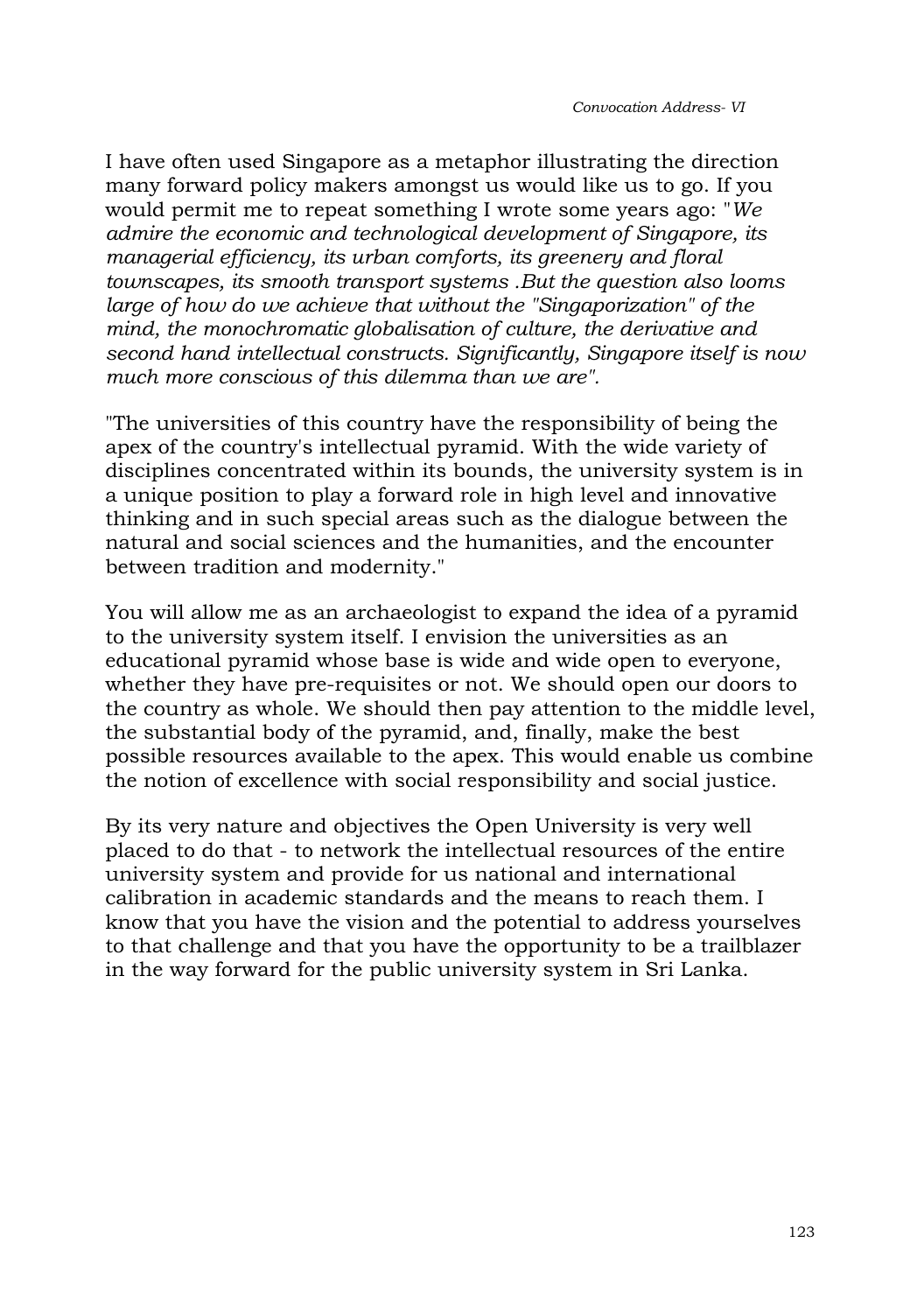I have often used Singapore as a metaphor illustrating the direction many forward policy makers amongst us would like us to go. If you would permit me to repeat something I wrote some years ago: "*We admire the economic and technological development of Singapore, its managerial efficiency, its urban comforts, its greenery and floral townscapes, its smooth transport systems .But the question also looms large of how do we achieve that without the "Singaporization" of the mind, the monochromatic globalisation of culture, the derivative and second hand intellectual constructs. Significantly, Singapore itself is now much more conscious of this dilemma than we are".*

"The universities of this country have the responsibility of being the apex of the country's intellectual pyramid. With the wide variety of disciplines concentrated within its bounds, the university system is in a unique position to play a forward role in high level and innovative thinking and in such special areas such as the dialogue between the natural and social sciences and the humanities, and the encounter between tradition and modernity."

You will allow me as an archaeologist to expand the idea of a pyramid to the university system itself. I envision the universities as an educational pyramid whose base is wide and wide open to everyone, whether they have pre-requisites or not. We should open our doors to the country as whole. We should then pay attention to the middle level, the substantial body of the pyramid, and, finally, make the best possible resources available to the apex. This would enable us combine the notion of excellence with social responsibility and social justice.

By its very nature and objectives the Open University is very well placed to do that - to network the intellectual resources of the entire university system and provide for us national and international calibration in academic standards and the means to reach them. I know that you have the vision and the potential to address yourselves to that challenge and that you have the opportunity to be a trailblazer in the way forward for the public university system in Sri Lanka.